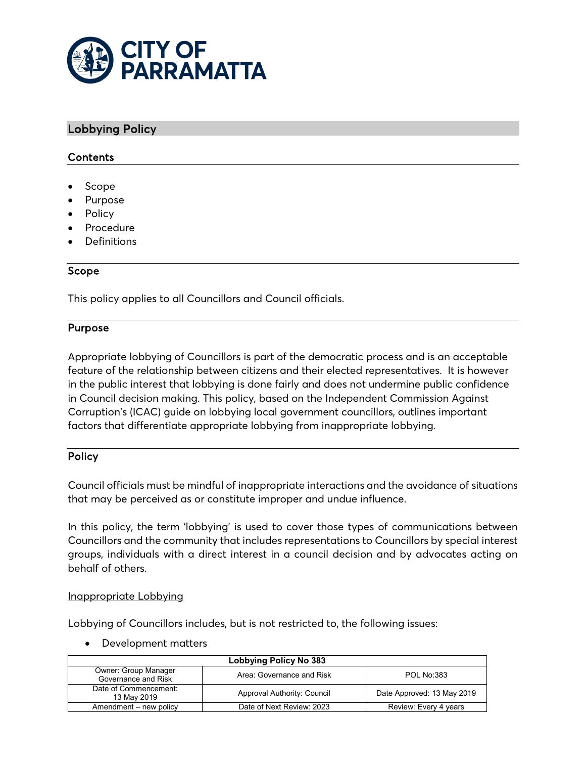# Lobbying Policy

## Contents

- Scope
- Purpose
- Policy
- Procedure
- Definitions

## Scope

This policy applies to all Councillors and Council officials.

## Purpose

Appropriate lobbying of Councillors is part of the democratic process and is an acceptable feature of the relationship between citizens and their elected representatives. It is however in the public interest that lobbying is done fairly and does not undermine public confidence in Council decision making. This policy, based on the Independent Commission Against Corruption's (ICAC) guide on lobbying local government councillors, outlines important factors that differentiate appropriate lobbying from inappropriate lobbying.

## Policy

Council officials must be mindful of inappropriate interactions and the avoidance of situations that may be perceived as or constitute improper and undue influence.

In this policy, the term 'lobbying' is used to cover those types of communications between Councillors and the community that includes representations to Councillors by special interest groups, individuals with a direct interest in a council decision and by advocates acting on behalf of others.

### Inappropriate Lobbying

Lobbying of Councillors includes, but is not restricted to, the following issues:

- Development matters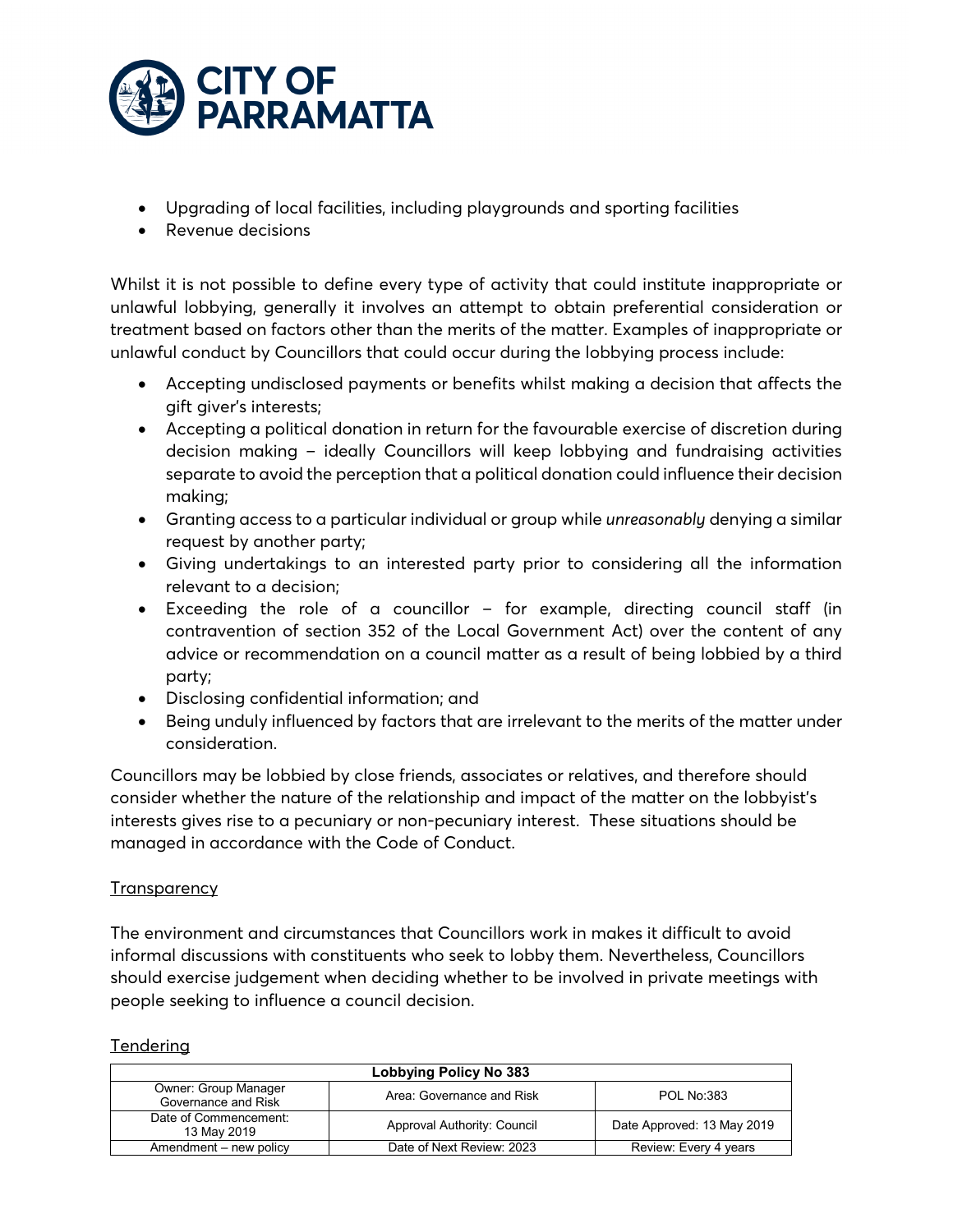- Upgrading of local facilities, including playgrounds and sporting facilities
- Revenue decisions

Whilst it is not possible to define every type of activity that could institute inappropriate or unlawful lobbying, generally it involves an attempt to obtain preferential consideration or treatment based on factors other than the merits of the matter. Examples of inappropriate or unlawful conduct by Councillors that could occur during the lobbying process include:

- Accepting undisclosed payments or benefits whilst making a decision that affects the gift giver's interests;
- Accepting a political donation in return for the favourable exercise of discretion during decision making – ideally Councillors will keep lobbying and fundraising activities separate to avoid the perception that a political donation could influence their decision making;
- Granting access to a particular individual or group while *unreasonably* denying a similar request by another party;
- Giving undertakings to an interested party prior to considering all the information relevant to a decision;
- Exceeding the role of a councillor – for example, directing council staff (in contravention of section 352 of the Local Government Act) over the content of any advice or recommendation on a council matter as a result of being lobbied by a third party;
- Disclosing confidential information; and
- Being unduly influenced by factors that are irrelevant to the merits of the matter under consideration.

Councillors may be lobbied by close friends, associates or relatives, and therefore should consider whether the nature of the relationship and impact of the matter on the lobbyist's interests gives rise to a pecuniary or non-pecuniary interest. These situations should be managed in accordance with the Code of Conduct.

## Transparency

The environment and circumstances that Councillors work in makes it difficult to avoid informal discussions with constituents who seek to lobby them. Nevertheless, Councillors should exercise judgement when deciding whether to be involved in private meetings with people seeking to influence a council decision.

## Tendering

| Lobbying Policy No 383 | | |
|---|---|---|
| Owner: Group Manager Governance and Risk | Area: Governance and Risk | POL No:383 |
| Date of Commencement: 13 May 2019 | Approval Authority: Council | Date Approved: 13 May 2019 |
| Amendment – new policy | Date of Next Review: 2023 | Review: Every 4 years |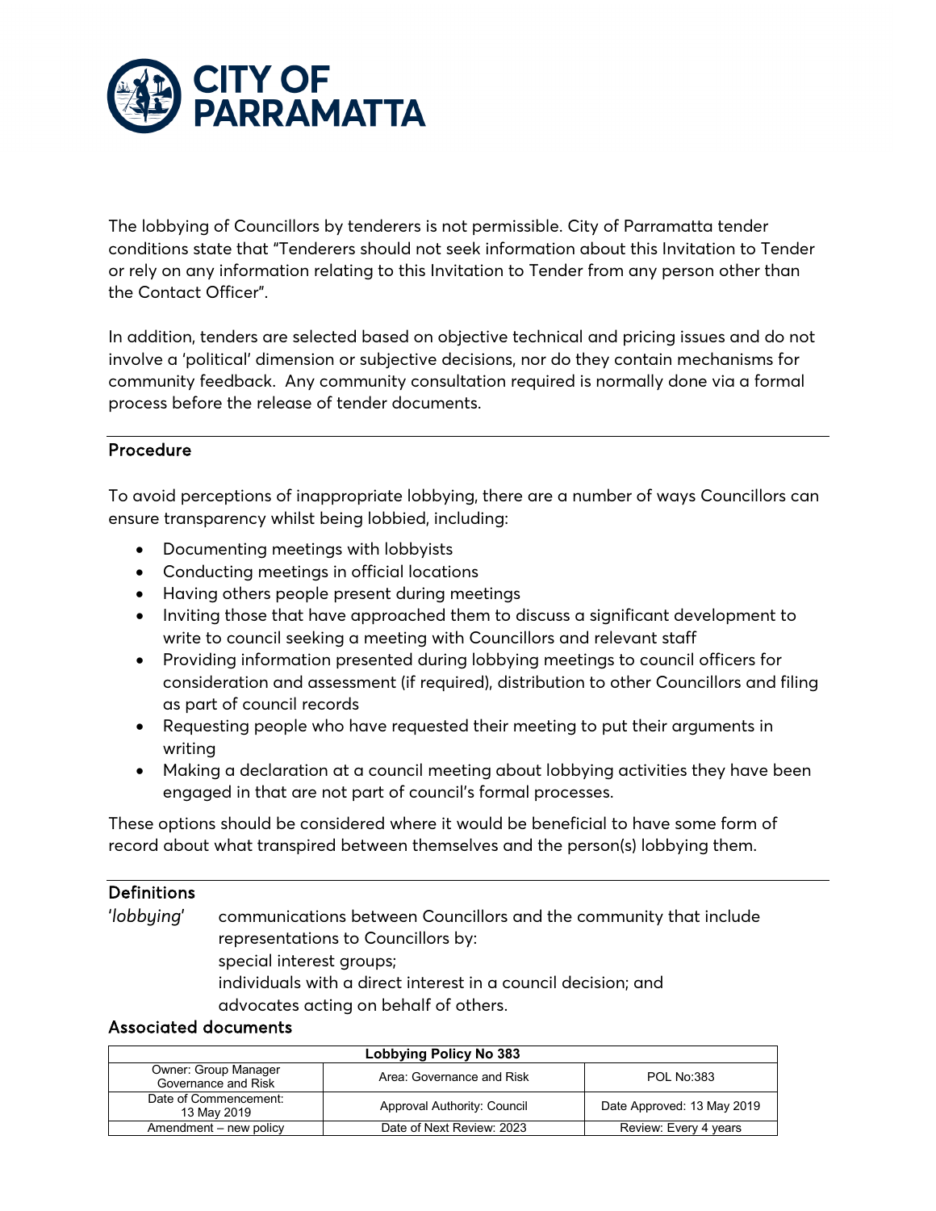The lobbying of Councillors by tenderers is not permissible. City of Parramatta tender conditions state that "Tenderers should not seek information about this Invitation to Tender or rely on any information relating to this Invitation to Tender from any person other than the Contact Officer".

In addition, tenders are selected based on objective technical and pricing issues and do not involve a 'political' dimension or subjective decisions, nor do they contain mechanisms for community feedback. Any community consultation required is normally done via a formal process before the release of tender documents.

## Procedure

To avoid perceptions of inappropriate lobbying, there are a number of ways Councillors can ensure transparency whilst being lobbied, including:

- Documenting meetings with lobbyists
- Conducting meetings in official locations
- Having others people present during meetings
- Inviting those that have approached them to discuss a significant development to write to council seeking a meeting with Councillors and relevant staff
- Providing information presented during lobbying meetings to council officers for consideration and assessment (if required), distribution to other Councillors and filing as part of council records
- Requesting people who have requested their meeting to put their arguments in writing
- Making a declaration at a council meeting about lobbying activities they have been engaged in that are not part of council's formal processes.

These options should be considered where it would be beneficial to have some form of record about what transpired between themselves and the person(s) lobbying them.

## Definitions

*'lobbying'* communications between Councillors and the community that include representations to Councillors by:
special interest groups;
individuals with a direct interest in a council decision; and
advocates acting on behalf of others.

## Associated documents

| Lobbying Policy No 383 | | |
|---|---|---|
| Owner: Group Manager Governance and Risk | Area: Governance and Risk | POL No:383 |
| Date of Commencement: 13 May 2019 | Approval Authority: Council | Date Approved: 13 May 2019 |
| Amendment – new policy | Date of Next Review: 2023 | Review: Every 4 years |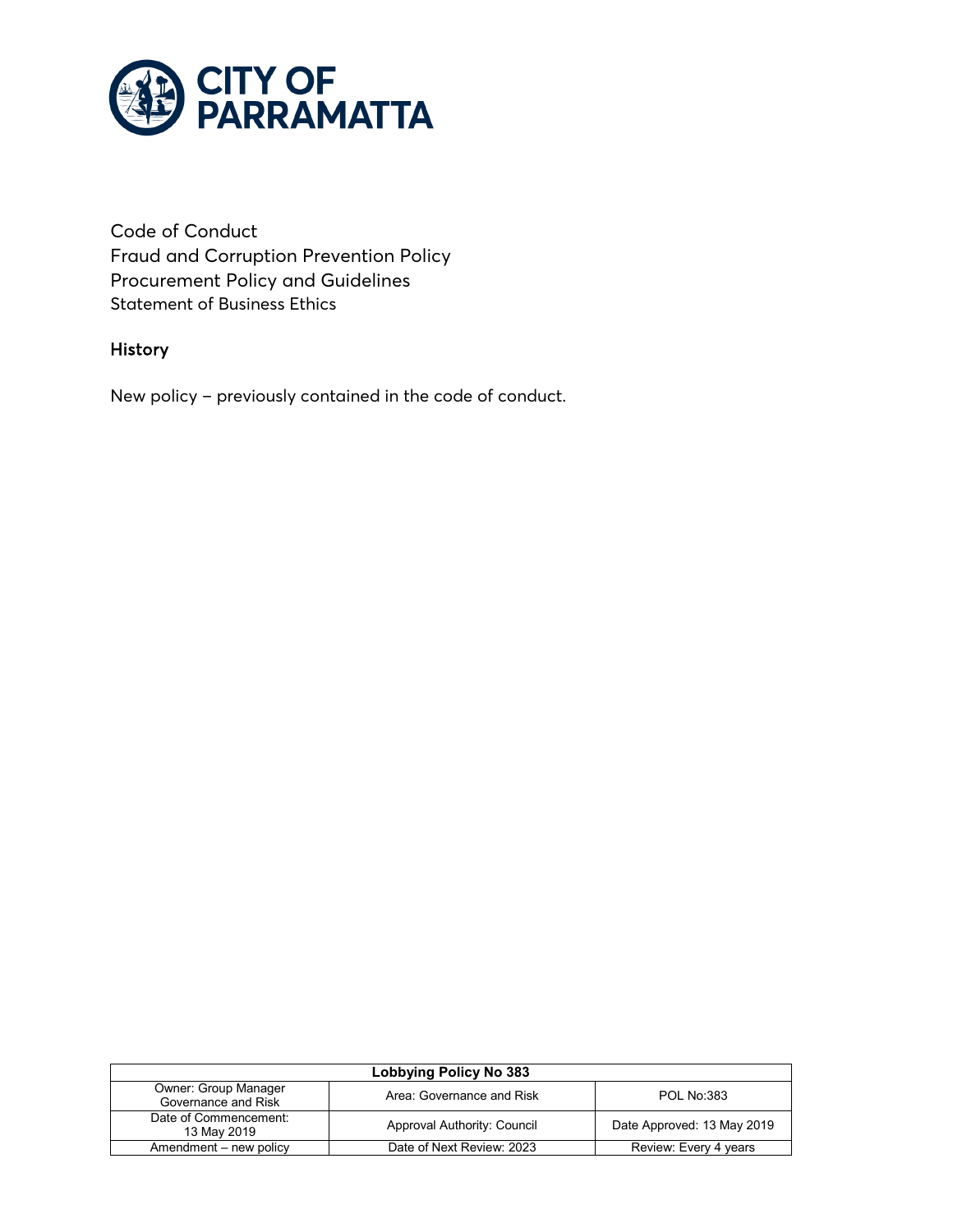Code of Conduct
Fraud and Corruption Prevention Policy
Procurement Policy and Guidelines
Statement of Business Ethics

## History

New policy – previously contained in the code of conduct.

| Lobbying Policy No 383 | | |
|---|---|---|
| Owner: Group Manager Governance and Risk | Area: Governance and Risk | POL No:383 |
| Date of Commencement: 13 May 2019 | Approval Authority: Council | Date Approved: 13 May 2019 |
| Amendment – new policy | Date of Next Review: 2023 | Review: Every 4 years |